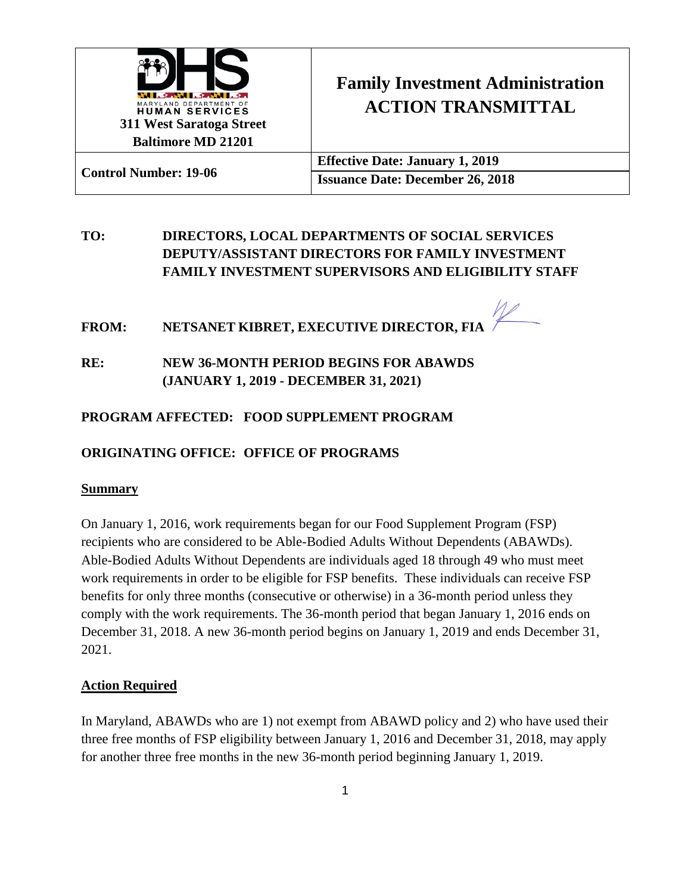| MARYLAND DEPARTMENT OF HUMAN SERVICES<br>311 West Saratoga Street<br>Baltimore MD 21201 | **Family Investment Administration**<br>**ACTION TRANSMITTAL** |
|---|---|
| **Control Number: 19-06** | **Effective Date: January 1, 2019**<br>**Issuance Date: December 26, 2018** |

**TO:** **DIRECTORS, LOCAL DEPARTMENTS OF SOCIAL SERVICES**
**DEPUTY/ASSISTANT DIRECTORS FOR FAMILY INVESTMENT**
**FAMILY INVESTMENT SUPERVISORS AND ELIGIBILITY STAFF**

**FROM:** **NETSANET KIBRET, EXECUTIVE DIRECTOR, FIA**

**RE:** **NEW 36-MONTH PERIOD BEGINS FOR ABAWDS (JANUARY 1, 2019 - DECEMBER 31, 2021)**

**PROGRAM AFFECTED: FOOD SUPPLEMENT PROGRAM**

**ORIGINATING OFFICE: OFFICE OF PROGRAMS**

## Summary

On January 1, 2016, work requirements began for our Food Supplement Program (FSP) recipients who are considered to be Able-Bodied Adults Without Dependents (ABAWDs). Able-Bodied Adults Without Dependents are individuals aged 18 through 49 who must meet work requirements in order to be eligible for FSP benefits. These individuals can receive FSP benefits for only three months (consecutive or otherwise) in a 36-month period unless they comply with the work requirements. The 36-month period that began January 1, 2016 ends on December 31, 2018. A new 36-month period begins on January 1, 2019 and ends December 31, 2021.

## Action Required

In Maryland, ABAWDs who are 1) not exempt from ABAWD policy and 2) who have used their three free months of FSP eligibility between January 1, 2016 and December 31, 2018, may apply for another three free months in the new 36-month period beginning January 1, 2019.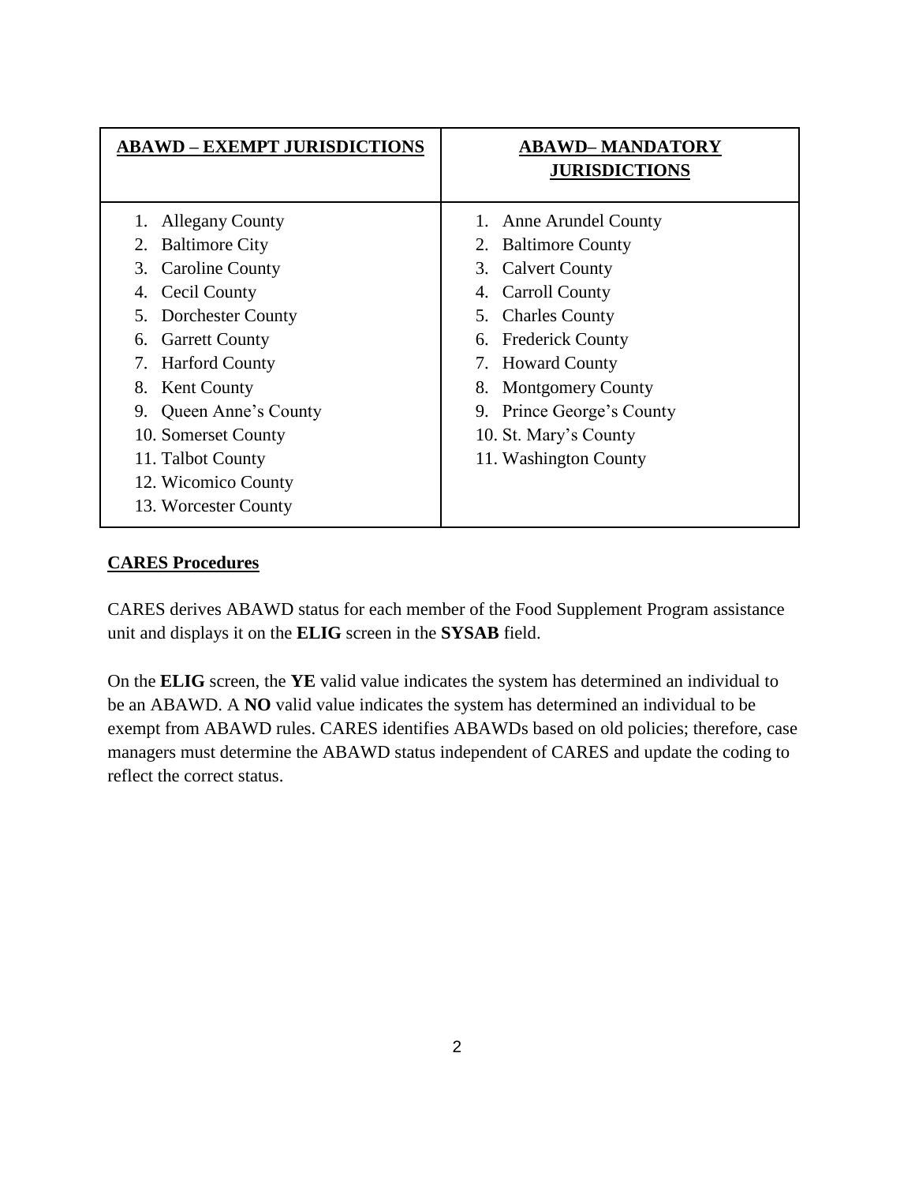| ABAWD – EXEMPT JURISDICTIONS | ABAWD– MANDATORY JURISDICTIONS |
| --- | --- |
| 1. Allegany County | 1. Anne Arundel County |
| 2. Baltimore City | 2. Baltimore County |
| 3. Caroline County | 3. Calvert County |
| 4. Cecil County | 4. Carroll County |
| 5. Dorchester County | 5. Charles County |
| 6. Garrett County | 6. Frederick County |
| 7. Harford County | 7. Howard County |
| 8. Kent County | 8. Montgomery County |
| 9. Queen Anne's County | 9. Prince George's County |
| 10. Somerset County | 10. St. Mary's County |
| 11. Talbot County | 11. Washington County |
| 12. Wicomico County | |
| 13. Worcester County | |

## CARES Procedures

CARES derives ABAWD status for each member of the Food Supplement Program assistance unit and displays it on the **ELIG** screen in the **SYSAB** field.

On the **ELIG** screen, the **YE** valid value indicates the system has determined an individual to be an ABAWD. A **NO** valid value indicates the system has determined an individual to be exempt from ABAWD rules. CARES identifies ABAWDs based on old policies; therefore, case managers must determine the ABAWD status independent of CARES and update the coding to reflect the correct status.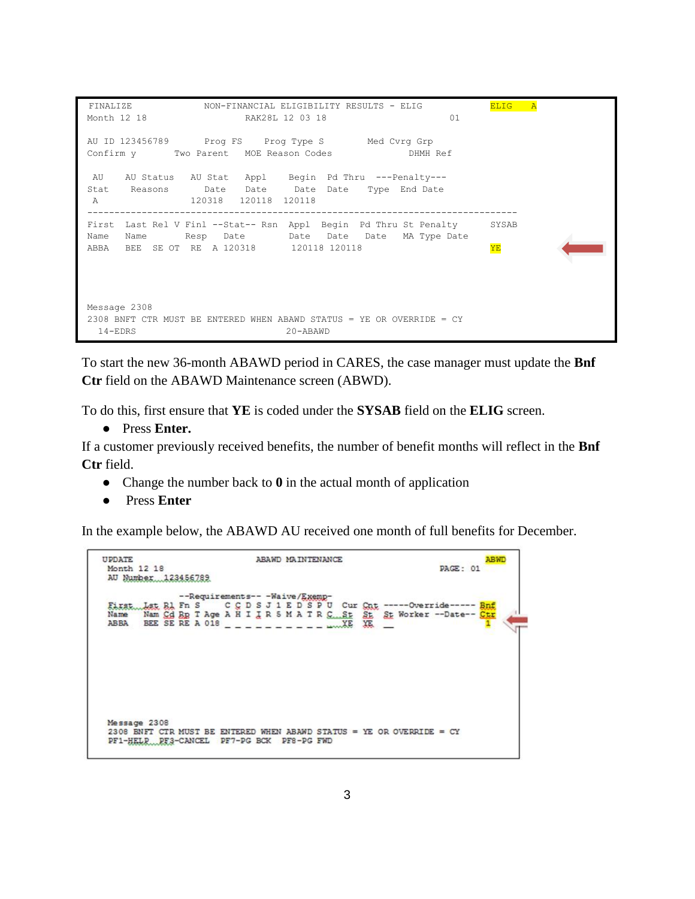```
FINALIZE              NON-FINANCIAL ELIGIBILITY RESULTS - ELIG             ELIG    A
Month 12 18                     RAK28L 12 03 18                      01

AU ID 123456789       Prog FS     Prog Type S         Med Cvrg Grp
Confirm y        Two Parent   MOE Reason Codes              DHMH Ref

 AU    AU Status   AU Stat   Appl    Begin  Pd Thru  ---Penalty---
Stat    Reasons      Date    Date     Date  Date    Type  End Date
 A                 120318   120118  120118
-------------------------------------------------------------------------------
First  Last Rel V Finl --Stat-- Rsn  Appl  Begin  Pd Thru St Penalty      SYSAB
Name   Name       Resp   Date         Date  Date   Date   MA Type Date
ABBA   BEE  SE OT  RE  A 120318       120118 120118                        YE




Message 2308
2308 BNFT CTR MUST BE ENTERED WHEN ABAWD STATUS = YE OR OVERRIDE = CY
  14-EDRS                           20-ABAWD
```

To start the new 36-month ABAWD period in CARES, the case manager must update the **Bnf Ctr** field on the ABAWD Maintenance screen (ABWD).

To do this, first ensure that **YE** is coded under the **SYSAB** field on the **ELIG** screen.

- Press **Enter.**

If a customer previously received benefits, the number of benefit months will reflect in the **Bnf Ctr** field.

- Change the number back to **0** in the actual month of application
- Press **Enter**

In the example below, the ABAWD AU received one month of full benefits for December.

```
UPDATE                         ABAWD MAINTENANCE                           ABWD
 Month 12 18                                                     PAGE: 01
 AU Number 123456789

              --Requirements-- -Waive/Exemp-
 First  Lst Rl Fn S     C C D S J 1 E D S P U  Cur Cnt -----Override----- Bnf
 Name   Nam Cd Rp T Age A H I I R 5 M A T R C  St  St  St Worker --Date-- Ctr
 ABBA   BEE SE RE A 018 _ _ _ _ _ _ _ _ _ _ _  YE  YE  __                  1




 Message 2308
 2308 BNFT CTR MUST BE ENTERED WHEN ABAWD STATUS = YE OR OVERRIDE = CY
 PF1-HELP  PF3-CANCEL  PF7-PG BCK  PF8-PG FWD
```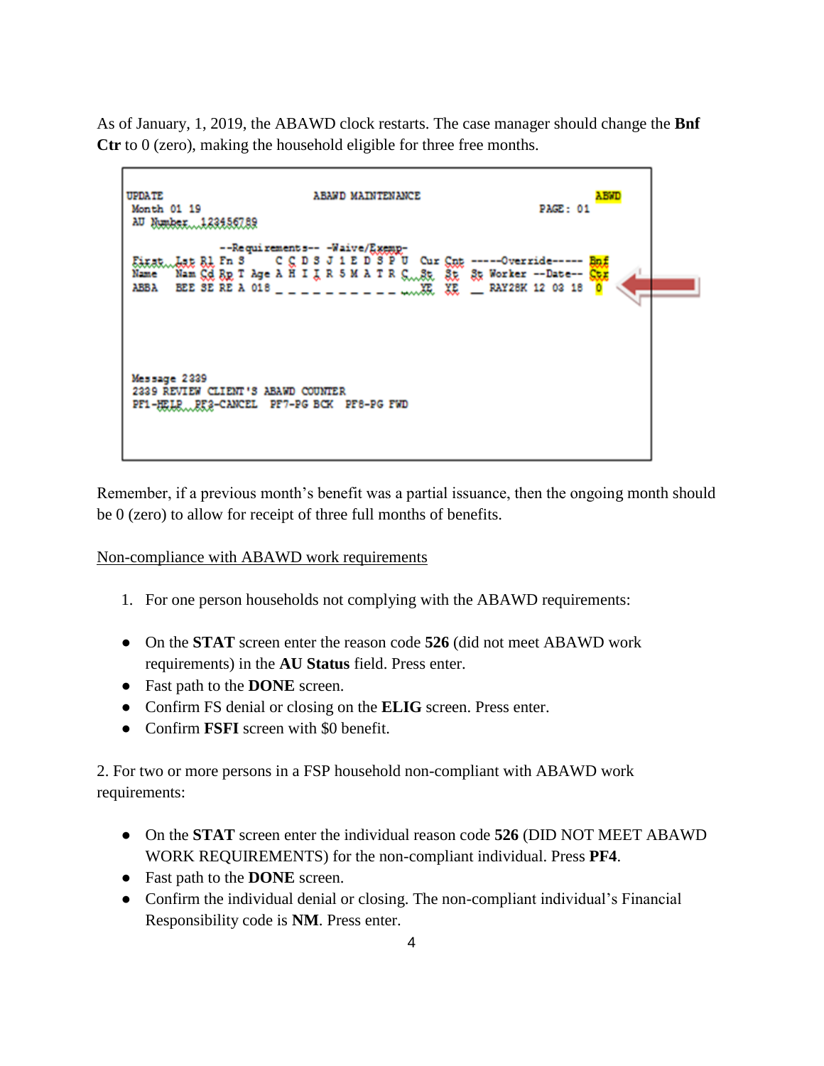As of January, 1, 2019, the ABAWD clock restarts. The case manager should change the **Bnf Ctr** to 0 (zero), making the household eligible for three free months.

```
UPDATE                         ABAWD MAINTENANCE                         ABWD
 Month 01 19                                                    PAGE: 01
 AU Number  123456789

                   --Requirements-- -Waive/Exemp-
 First  Lst Rl Fn S      C C D S J 1 E D S P U  Cur Cnt -----Override----- Bnf
 Name   Nam Cd Rp T Age A H I I R 5 M A T R C  St  St  St Worker --Date-- Ctr
 ABBA   BEE SE RE A 018 _ _ _ _ _ _ _ _ _ _ _  YE  YE  __ RAY28K 12 03 18  0




 Message 2339
 2339 REVIEW CLIENT'S ABAWD COUNTER
 PF1-HELP  PF2-CANCEL  PF7-PG BCK  PF8-PG FWD
```

Remember, if a previous month's benefit was a partial issuance, then the ongoing month should be 0 (zero) to allow for receipt of three full months of benefits.

<u>Non-compliance with ABAWD work requirements</u>

1. For one person households not complying with the ABAWD requirements:

- On the **STAT** screen enter the reason code **526** (did not meet ABAWD work requirements) in the **AU Status** field. Press enter.
- Fast path to the **DONE** screen.
- Confirm FS denial or closing on the **ELIG** screen. Press enter.
- Confirm **FSFI** screen with $0 benefit.

2. For two or more persons in a FSP household non-compliant with ABAWD work requirements:

- On the **STAT** screen enter the individual reason code **526** (DID NOT MEET ABAWD WORK REQUIREMENTS) for the non-compliant individual. Press **PF4**.
- Fast path to the **DONE** screen.
- Confirm the individual denial or closing. The non-compliant individual's Financial Responsibility code is **NM**. Press enter.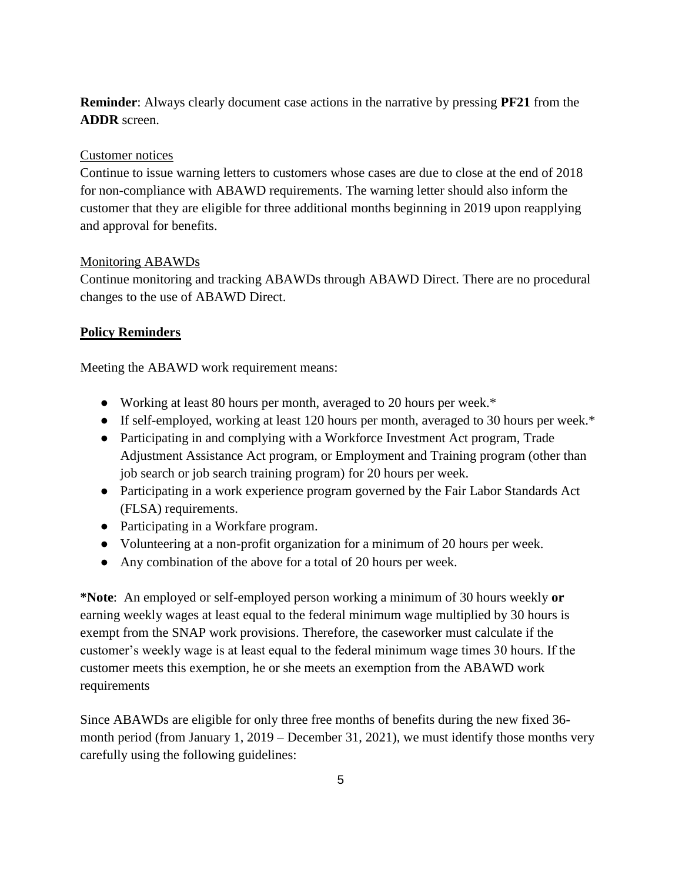**Reminder**: Always clearly document case actions in the narrative by pressing **PF21** from the **ADDR** screen.

Customer notices

Continue to issue warning letters to customers whose cases are due to close at the end of 2018 for non-compliance with ABAWD requirements. The warning letter should also inform the customer that they are eligible for three additional months beginning in 2019 upon reapplying and approval for benefits.

Monitoring ABAWDs

Continue monitoring and tracking ABAWDs through ABAWD Direct. There are no procedural changes to the use of ABAWD Direct.

**Policy Reminders**

Meeting the ABAWD work requirement means:

- Working at least 80 hours per month, averaged to 20 hours per week.*
- If self-employed, working at least 120 hours per month, averaged to 30 hours per week.*
- Participating in and complying with a Workforce Investment Act program, Trade Adjustment Assistance Act program, or Employment and Training program (other than job search or job search training program) for 20 hours per week.
- Participating in a work experience program governed by the Fair Labor Standards Act (FLSA) requirements.
- Participating in a Workfare program.
- Volunteering at a non-profit organization for a minimum of 20 hours per week.
- Any combination of the above for a total of 20 hours per week.

***Note**: An employed or self-employed person working a minimum of 30 hours weekly **or** earning weekly wages at least equal to the federal minimum wage multiplied by 30 hours is exempt from the SNAP work provisions. Therefore, the caseworker must calculate if the customer's weekly wage is at least equal to the federal minimum wage times 30 hours. If the customer meets this exemption, he or she meets an exemption from the ABAWD work requirements

Since ABAWDs are eligible for only three free months of benefits during the new fixed 36-month period (from January 1, 2019 – December 31, 2021), we must identify those months very carefully using the following guidelines: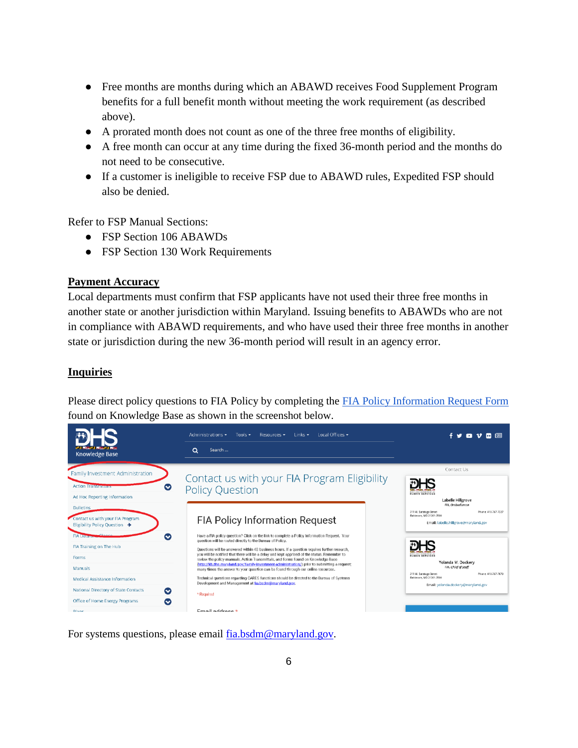- Free months are months during which an ABAWD receives Food Supplement Program benefits for a full benefit month without meeting the work requirement (as described above).
- A prorated month does not count as one of the three free months of eligibility.
- A free month can occur at any time during the fixed 36-month period and the months do not need to be consecutive.
- If a customer is ineligible to receive FSP due to ABAWD rules, Expedited FSP should also be denied.

Refer to FSP Manual Sections:

- FSP Section 106 ABAWDs
- FSP Section 130 Work Requirements

## Payment Accuracy

Local departments must confirm that FSP applicants have not used their three free months in another state or another jurisdiction within Maryland. Issuing benefits to ABAWDs who are not in compliance with ABAWD requirements, and who have used their three free months in another state or jurisdiction during the new 36-month period will result in an agency error.

## Inquiries

Please direct policy questions to FIA Policy by completing the FIA Policy Information Request Form found on Knowledge Base as shown in the screenshot below.

For systems questions, please email fia.bsdm@maryland.gov.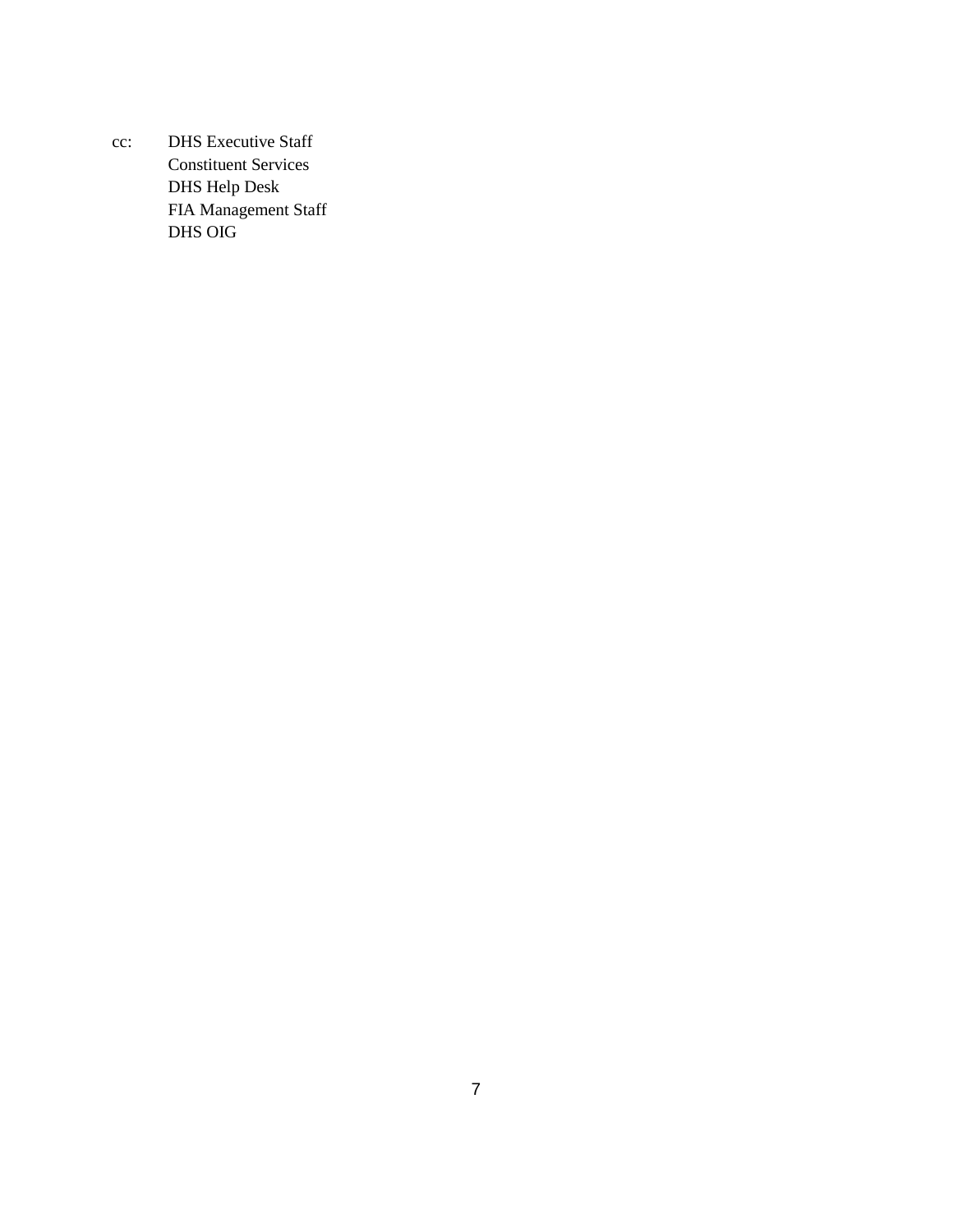cc: DHS Executive Staff
Constituent Services
DHS Help Desk
FIA Management Staff
DHS OIG